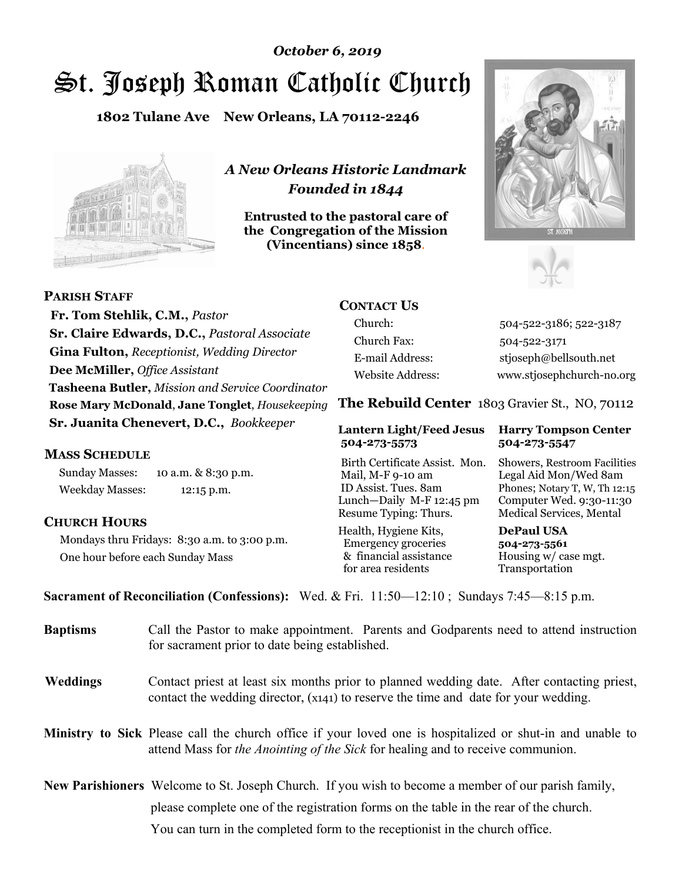*October 6, 2019*

# St. Joseph Roman Catholic Church

**1802 Tulane Ave New Orleans, LA 70112-2246**

*A New Orleans Historic Landmark*
*Founded in 1844*

**Entrusted to the pastoral care of the Congregation of the Mission (Vincentians) since 1858.**

## PARISH STAFF

**Fr. Tom Stehlik, C.M.,** *Pastor*
**Sr. Claire Edwards, D.C.,** *Pastoral Associate*
**Gina Fulton,** *Receptionist, Wedding Director*
**Dee McMiller,** *Office Assistant*
**Tasheena Butler,** *Mission and Service Coordinator*
**Rose Mary McDonald**, **Jane Tonglet**, *Housekeeping*
**Sr. Juanita Chenevert, D.C.,** *Bookkeeper*

## MASS SCHEDULE

Sunday Masses: 10 a.m. & 8:30 p.m.
Weekday Masses: 12:15 p.m.

## CHURCH HOURS

Mondays thru Fridays: 8:30 a.m. to 3:00 p.m.
One hour before each Sunday Mass

## CONTACT US

| | |
|---|---|
| Church: | 504-522-3186; 522-3187 |
| Church Fax: | 504-522-3171 |
| E-mail Address: | stjoseph@bellsouth.net |
| Website Address: | www.stjosephchurch-no.org |

**The Rebuild Center** 1803 Gravier St., NO, 70112

| **Lantern Light/Feed Jesus 504-273-5573** | **Harry Tompson Center 504-273-5547** |
|---|---|
| Birth Certificate Assist. Mon. Mail, M-F 9-10 am ID Assist. Tues. 8am Lunch—Daily M-F 12:45 pm Resume Typing: Thurs. | Showers, Restroom Facilities Legal Aid Mon/Wed 8am Phones; Notary T, W, Th 12:15 Computer Wed. 9:30-11:30 Medical Services, Mental |
| Health, Hygiene Kits, Emergency groceries & financial assistance for area residents | **DePaul USA 504-273-5561** Housing w/ case mgt. Transportation |

**Sacrament of Reconciliation (Confessions):** Wed. & Fri. 11:50—12:10 ; Sundays 7:45—8:15 p.m.

**Baptisms** Call the Pastor to make appointment. Parents and Godparents need to attend instruction for sacrament prior to date being established.

**Weddings** Contact priest at least six months prior to planned wedding date. After contacting priest, contact the wedding director, (x141) to reserve the time and date for your wedding.

**Ministry to Sick** Please call the church office if your loved one is hospitalized or shut-in and unable to attend Mass for *the Anointing of the Sick* for healing and to receive communion.

**New Parishioners** Welcome to St. Joseph Church. If you wish to become a member of our parish family, please complete one of the registration forms on the table in the rear of the church. You can turn in the completed form to the receptionist in the church office.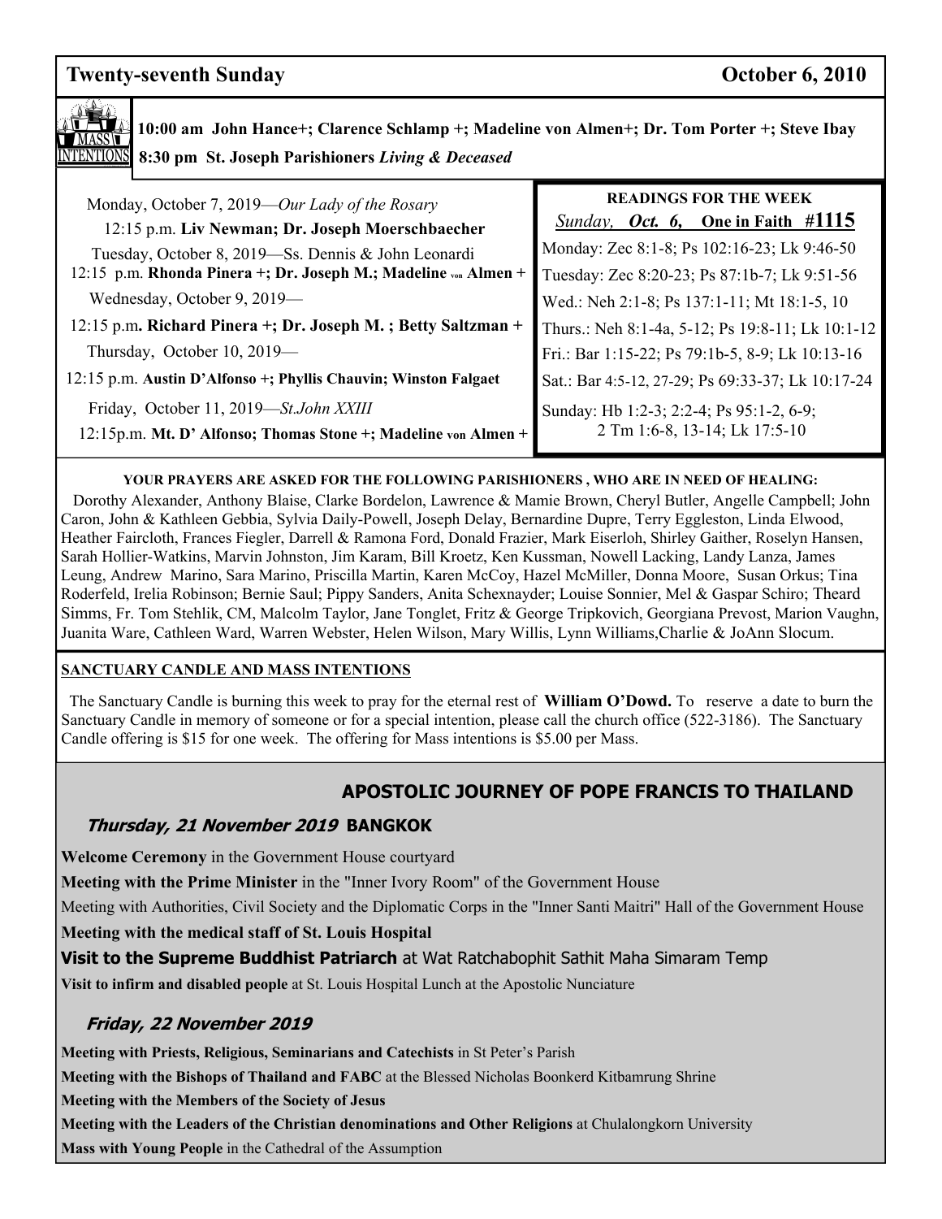## Twenty-seventh Sunday October 6, 2010

**MASS INTENTIONS**

**10:00 am John Hance+; Clarence Schlamp +; Madeline von Almen+; Dr. Tom Porter +; Steve Ibay**

**8:30 pm St. Joseph Parishioners *Living & Deceased***

Monday, October 7, 2019—*Our Lady of the Rosary*

12:15 p.m. **Liv Newman; Dr. Joseph Moerschbaecher**

Tuesday, October 8, 2019—Ss. Dennis & John Leonardi

12:15 p.m. **Rhonda Pinera +; Dr. Joseph M.; Madeline von Almen +**

Wednesday, October 9, 2019—

12:15 p.m**. Richard Pinera +; Dr. Joseph M. ; Betty Saltzman +**

Thursday, October 10, 2019—

12:15 p.m. **Austin D'Alfonso +; Phyllis Chauvin; Winston Falgaet**

Friday, October 11, 2019—*St.John XXIII*

12:15p.m. **Mt. D' Alfonso; Thomas Stone +; Madeline von Almen +**

**READINGS FOR THE WEEK**

*Sunday,* ***Oct. 6,*** **One in Faith #1115**

Monday: Zec 8:1-8; Ps 102:16-23; Lk 9:46-50

Tuesday: Zec 8:20-23; Ps 87:1b-7; Lk 9:51-56

Wed.: Neh 2:1-8; Ps 137:1-11; Mt 18:1-5, 10

Thurs.: Neh 8:1-4a, 5-12; Ps 19:8-11; Lk 10:1-12

Fri.: Bar 1:15-22; Ps 79:1b-5, 8-9; Lk 10:13-16

Sat.: Bar 4:5-12, 27-29; Ps 69:33-37; Lk 10:17-24

Sunday: Hb 1:2-3; 2:2-4; Ps 95:1-2, 6-9; 2 Tm 1:6-8, 13-14; Lk 17:5-10

**YOUR PRAYERS ARE ASKED FOR THE FOLLOWING PARISHIONERS , WHO ARE IN NEED OF HEALING:**

Dorothy Alexander, Anthony Blaise, Clarke Bordelon, Lawrence & Mamie Brown, Cheryl Butler, Angelle Campbell; John Caron, John & Kathleen Gebbia, Sylvia Daily-Powell, Joseph Delay, Bernardine Dupre, Terry Eggleston, Linda Elwood, Heather Faircloth, Frances Fiegler, Darrell & Ramona Ford, Donald Frazier, Mark Eiserloh, Shirley Gaither, Roselyn Hansen, Sarah Hollier-Watkins, Marvin Johnston, Jim Karam, Bill Kroetz, Ken Kussman, Nowell Lacking, Landy Lanza, James Leung, Andrew Marino, Sara Marino, Priscilla Martin, Karen McCoy, Hazel McMiller, Donna Moore, Susan Orkus; Tina Roderfeld, Irelia Robinson; Bernie Saul; Pippy Sanders, Anita Schexnayder; Louise Sonnier, Mel & Gaspar Schiro; Theard Simms, Fr. Tom Stehlik, CM, Malcolm Taylor, Jane Tonglet, Fritz & George Tripkovich, Georgiana Prevost, Marion Vaughn, Juanita Ware, Cathleen Ward, Warren Webster, Helen Wilson, Mary Willis, Lynn Williams,Charlie & JoAnn Slocum.

**SANCTUARY CANDLE AND MASS INTENTIONS**

The Sanctuary Candle is burning this week to pray for the eternal rest of **William O'Dowd.** To reserve a date to burn the Sanctuary Candle in memory of someone or for a special intention, please call the church office (522-3186). The Sanctuary Candle offering is $15 for one week. The offering for Mass intentions is $5.00 per Mass.

## APOSTOLIC JOURNEY OF POPE FRANCIS TO THAILAND

### *Thursday, 21 November 2019* BANGKOK

**Welcome Ceremony** in the Government House courtyard

**Meeting with the Prime Minister** in the "Inner Ivory Room" of the Government House

Meeting with Authorities, Civil Society and the Diplomatic Corps in the "Inner Santi Maitri" Hall of the Government House

**Meeting with the medical staff of St. Louis Hospital**

**Visit to the Supreme Buddhist Patriarch** at Wat Ratchabophit Sathit Maha Simaram Temp

**Visit to infirm and disabled people** at St. Louis Hospital Lunch at the Apostolic Nunciature

### *Friday, 22 November 2019*

**Meeting with Priests, Religious, Seminarians and Catechists** in St Peter's Parish

**Meeting with the Bishops of Thailand and FABC** at the Blessed Nicholas Boonkerd Kitbamrung Shrine

**Meeting with the Members of the Society of Jesus**

**Meeting with the Leaders of the Christian denominations and Other Religions** at Chulalongkorn University

**Mass with Young People** in the Cathedral of the Assumption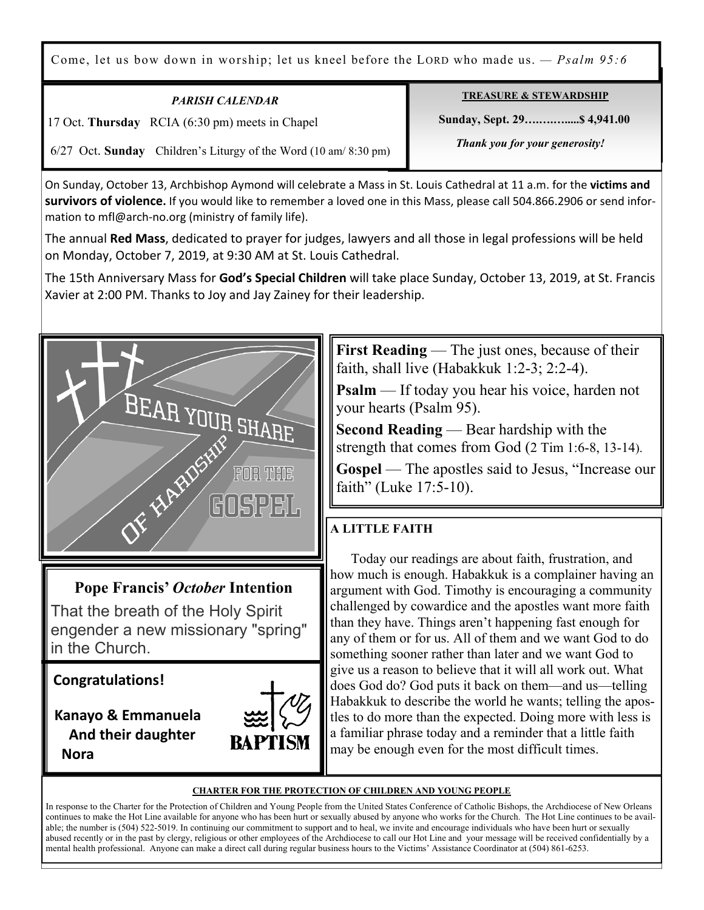Come, let us bow down in worship; let us kneel before the LORD who made us. — *Psalm 95:6*

*PARISH CALENDAR*

17 Oct. **Thursday** RCIA (6:30 pm) meets in Chapel

6/27 Oct. **Sunday** Children's Liturgy of the Word (10 am/ 8:30 pm)

**TREASURE & STEWARDSHIP**

**Sunday, Sept. 29……….....$ 4,941.00**

***Thank you for your generosity!***

On Sunday, October 13, Archbishop Aymond will celebrate a Mass in St. Louis Cathedral at 11 a.m. for the **victims and survivors of violence.** If you would like to remember a loved one in this Mass, please call 504.866.2906 or send information to mfl@arch-no.org (ministry of family life).

The annual **Red Mass**, dedicated to prayer for judges, lawyers and all those in legal professions will be held on Monday, October 7, 2019, at 9:30 AM at St. Louis Cathedral.

The 15th Anniversary Mass for **God's Special Children** will take place Sunday, October 13, 2019, at St. Francis Xavier at 2:00 PM. Thanks to Joy and Jay Zainey for their leadership.

BEAR YOUR SHARE OF HARDSHIP FOR THE GOSPEL

**First Reading** — The just ones, because of their faith, shall live (Habakkuk 1:2-3; 2:2-4).

**Psalm** — If today you hear his voice, harden not your hearts (Psalm 95).

**Second Reading** — Bear hardship with the strength that comes from God (2 Tim 1:6-8, 13-14).

**Gospel** — The apostles said to Jesus, "Increase our faith" (Luke 17:5-10).

## Pope Francis' *October* Intention

That the breath of the Holy Spirit engender a new missionary "spring" in the Church.

**Congratulations!**

**Kanayo & Emmanuela And their daughter Nora**

BAPTISM

**A LITTLE FAITH**

Today our readings are about faith, frustration, and how much is enough. Habakkuk is a complainer having an argument with God. Timothy is encouraging a community challenged by cowardice and the apostles want more faith than they have. Things aren't happening fast enough for any of them or for us. All of them and we want God to do something sooner rather than later and we want God to give us a reason to believe that it will all work out. What does God do? God puts it back on them—and us—telling Habakkuk to describe the world he wants; telling the apostles to do more than the expected. Doing more with less is a familiar phrase today and a reminder that a little faith may be enough even for the most difficult times.

**CHARTER FOR THE PROTECTION OF CHILDREN AND YOUNG PEOPLE**

In response to the Charter for the Protection of Children and Young People from the United States Conference of Catholic Bishops, the Archdiocese of New Orleans continues to make the Hot Line available for anyone who has been hurt or sexually abused by anyone who works for the Church. The Hot Line continues to be available; the number is (504) 522-5019. In continuing our commitment to support and to heal, we invite and encourage individuals who have been hurt or sexually abused recently or in the past by clergy, religious or other employees of the Archdiocese to call our Hot Line and your message will be received confidentially by a mental health professional. Anyone can make a direct call during regular business hours to the Victims' Assistance Coordinator at (504) 861-6253.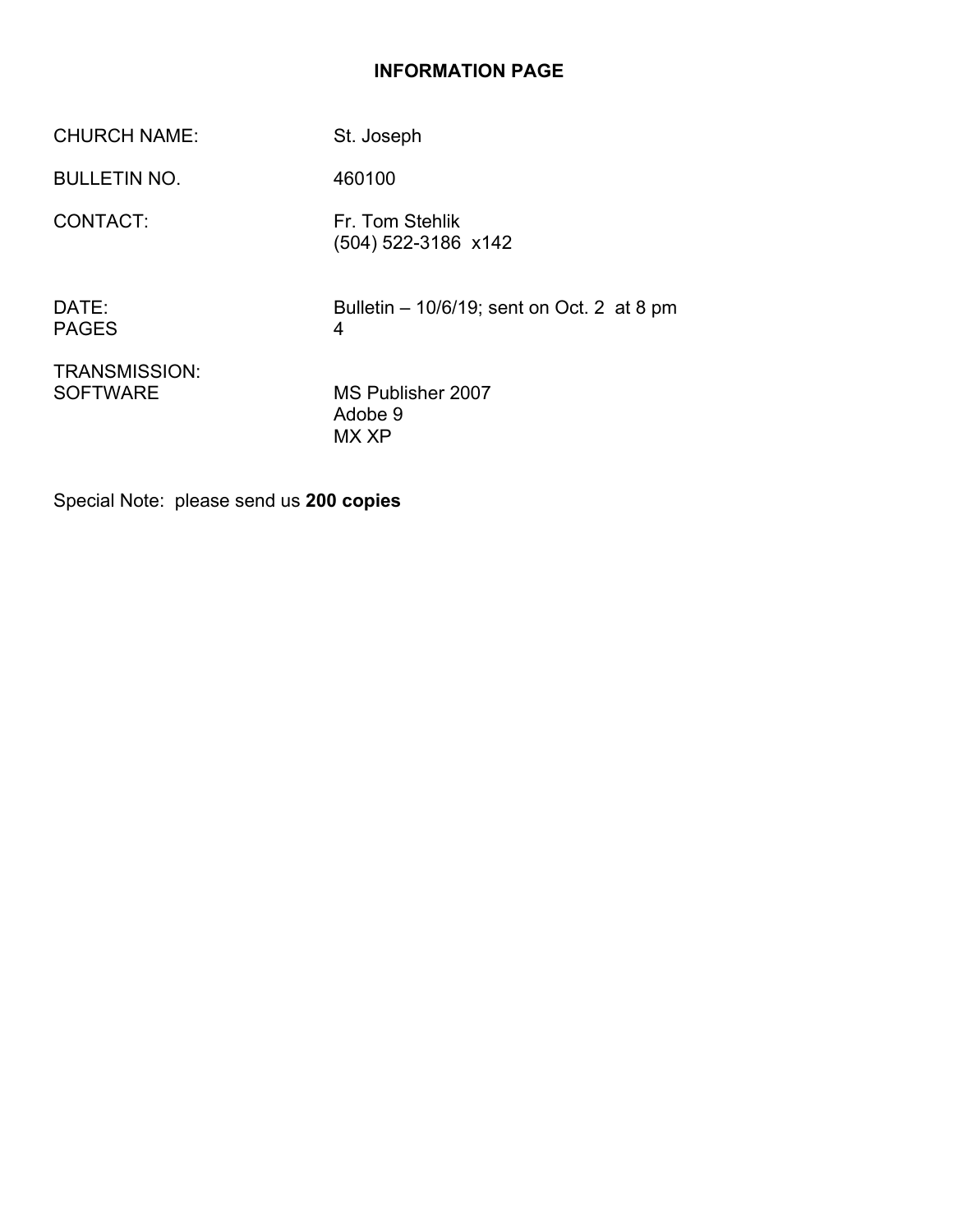# INFORMATION PAGE

| | |
|---|---|
| CHURCH NAME: | St. Joseph |
| BULLETIN NO. | 460100 |
| CONTACT: | Fr. Tom Stehlik<br>(504) 522-3186 x142 |
| DATE:<br>PAGES | Bulletin – 10/6/19; sent on Oct. 2 at 8 pm<br>4 |
| TRANSMISSION:<br>SOFTWARE | MS Publisher 2007<br>Adobe 9<br>MX XP |

Special Note: please send us **200 copies**